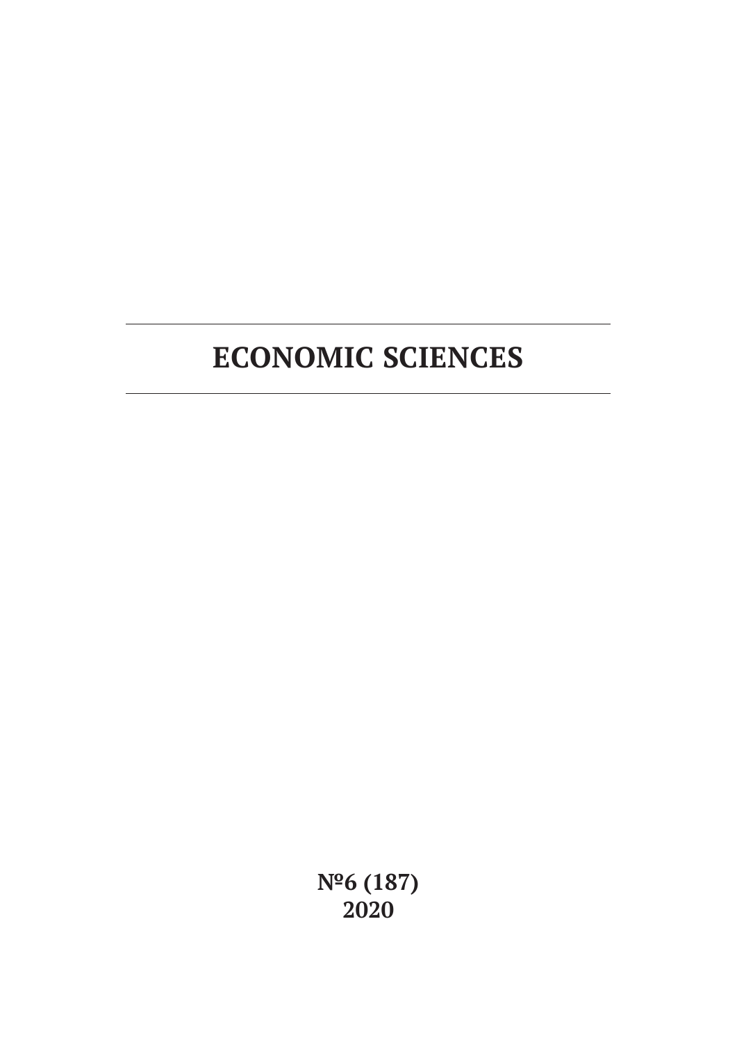# ECONOMIC SCIENCES

**№6 (187)**
**2020**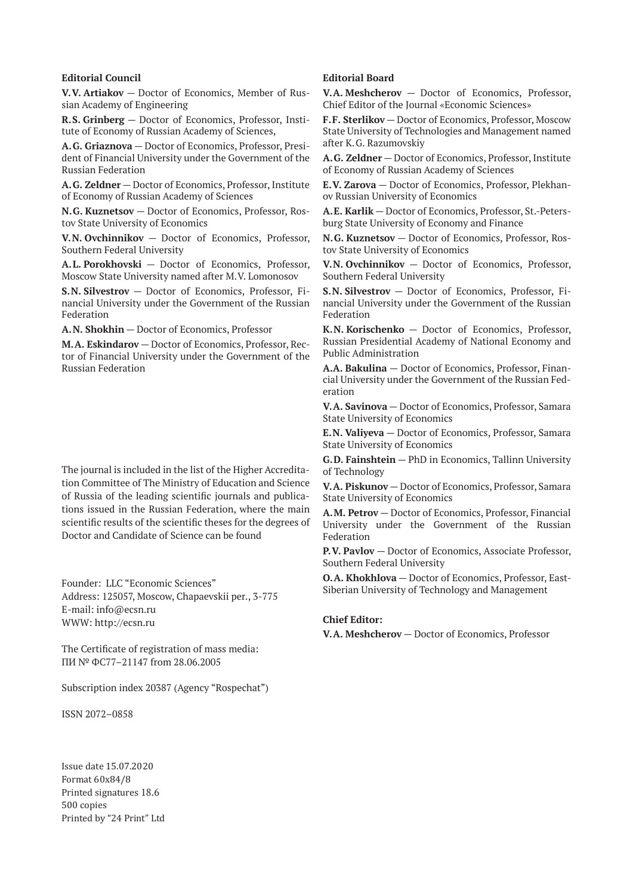**Editorial Council**

**V.V. Artiakov** — Doctor of Economics, Member of Russian Academy of Engineering

**R.S. Grinberg** — Doctor of Economics, Professor, Institute of Economy of Russian Academy of Sciences,

**A.G. Griaznova** — Doctor of Economics, Professor, President of Financial University under the Government of the Russian Federation

**A.G. Zeldner** — Doctor of Economics, Professor, Institute of Economy of Russian Academy of Sciences

**N.G. Kuznetsov** — Doctor of Economics, Professor, Rostov State University of Economics

**V.N. Ovchinnikov** — Doctor of Economics, Professor, Southern Federal University

**A.L. Porokhovski** — Doctor of Economics, Professor, Moscow State University named after M.V. Lomonosov

**S.N. Silvestrov** — Doctor of Economics, Professor, Financial University under the Government of the Russian Federation

**A.N. Shokhin** — Doctor of Economics, Professor

**M.A. Eskindarov** — Doctor of Economics, Professor, Rector of Financial University under the Government of the Russian Federation

The journal is included in the list of the Higher Accreditation Committee of The Ministry of Education and Science of Russia of the leading scientific journals and publications issued in the Russian Federation, where the main scientific results of the scientific theses for the degrees of Doctor and Candidate of Science can be found

Founder: LLC "Economic Sciences"
Address: 125057, Moscow, Chapaevskii per., 3-775
E-mail: info@ecsn.ru
WWW: http://ecsn.ru

The Certificate of registration of mass media:
ПИ № ФС77–21147 from 28.06.2005

Subscription index 20387 (Agency "Rospechat")

ISSN 2072–0858

Issue date 15.07.2020
Format 60x84/8
Printed signatures 18.6
500 copies
Printed by "24 Print" Ltd

**Editorial Board**

**V.A. Meshcherov** — Doctor of Economics, Professor, Chief Editor of the Journal «Economic Sciences»

**F.F. Sterlikov** — Doctor of Economics, Professor, Moscow State University of Technologies and Management named after K.G. Razumovskiy

**A.G. Zeldner** — Doctor of Economics, Professor, Institute of Economy of Russian Academy of Sciences

**E.V. Zarova** — Doctor of Economics, Professor, Plekhanov Russian University of Economics

**A.E. Karlik** — Doctor of Economics, Professor, St.-Petersburg State University of Economy and Finance

**N.G. Kuznetsov** — Doctor of Economics, Professor, Rostov State University of Economics

**V.N. Ovchinnikov** — Doctor of Economics, Professor, Southern Federal University

**S.N. Silvestrov** — Doctor of Economics, Professor, Financial University under the Government of the Russian Federation

**K.N. Korischenko** — Doctor of Economics, Professor, Russian Presidential Academy of National Economy and Public Administration

**A.A. Bakulina** — Doctor of Economics, Professor, Financial University under the Government of the Russian Federation

**V.A. Savinova** — Doctor of Economics, Professor, Samara State University of Economics

**E.N. Valiyeva** — Doctor of Economics, Professor, Samara State University of Economics

**G.D. Fainshtein** — PhD in Economics, Tallinn University of Technology

**V.A. Piskunov** — Doctor of Economics, Professor, Samara State University of Economics

**A.M. Petrov** — Doctor of Economics, Professor, Financial University under the Government of the Russian Federation

**P.V. Pavlov** — Doctor of Economics, Associate Professor, Southern Federal University

**O.A. Khokhlova** — Doctor of Economics, Professor, East-Siberian University of Technology and Management

**Chief Editor:**

**V.A. Meshcherov** — Doctor of Economics, Professor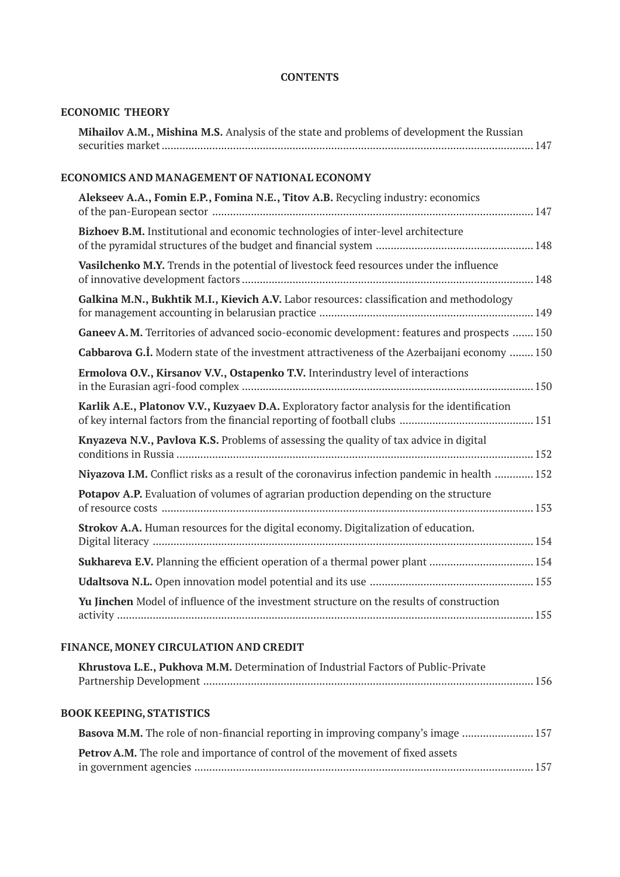# CONTENTS

## ECONOMIC THEORY

**Mihailov A.M., Mishina M.S.** Analysis of the state and problems of development the Russian securities market ........................................................................................................................... 147

## ECONOMICS AND MANAGEMENT OF NATIONAL ECONOMY

**Alekseev A.A., Fomin E.P., Fomina N.E., Titov A.B.** Recycling industry: economics of the pan-European sector .......................................................................................................... 147

**Bizhoev B.M.** Institutional and economic technologies of inter-level architecture of the pyramidal structures of the budget and financial system .................................................... 148

**Vasilchenko M.Y.** Trends in the potential of livestock feed resources under the influence of innovative development factors ................................................................................................ 148

**Galkina M.N., Bukhtik M.I., Kievich A.V.** Labor resources: classification and methodology for management accounting in belarusian practice ....................................................................... 149

**Ganeev A.M.** Territories of advanced socio-economic development: features and prospects ....... 150

**Cabbarova G.İ.** Modern state of the investment attractiveness of the Azerbaijani economy ........ 150

**Ermolova O.V., Kirsanov V.V., Ostapenko T.V.** Interindustry level of interactions in the Eurasian agri-food complex ................................................................................................ 150

**Karlik A.E., Platonov V.V., Kuzyaev D.A.** Exploratory factor analysis for the identification of key internal factors from the financial reporting of football clubs ............................................ 151

**Knyazeva N.V., Pavlova K.S.** Problems of assessing the quality of tax advice in digital conditions in Russia ...................................................................................................................... 152

**Niyazova I.M.** Conflict risks as a result of the coronavirus infection pandemic in health ............. 152

**Potapov A.P.** Evaluation of volumes of agrarian production depending on the structure of resource costs ........................................................................................................................... 153

**Strokov A.A.** Human resources for the digital economy. Digitalization of education. Digital literacy .............................................................................................................................. 154

**Sukhareva E.V.** Planning the efficient operation of a thermal power plant .................................. 154

**Udaltsova N.L.** Open innovation model potential and its use ...................................................... 155

**Yu Jinchen** Model of influence of the investment structure on the results of construction activity ......................................................................................................................................... 155

## FINANCE, MONEY CIRCULATION AND CREDIT

**Khrustova L.E., Pukhova M.M.** Determination of Industrial Factors of Public-Private Partnership Development ............................................................................................................. 156

## BOOK KEEPING, STATISTICS

**Basova M.M.** The role of non-financial reporting in improving company's image ........................ 157

**Petrov A.M.** The role and importance of control of the movement of fixed assets in government agencies ................................................................................................................ 157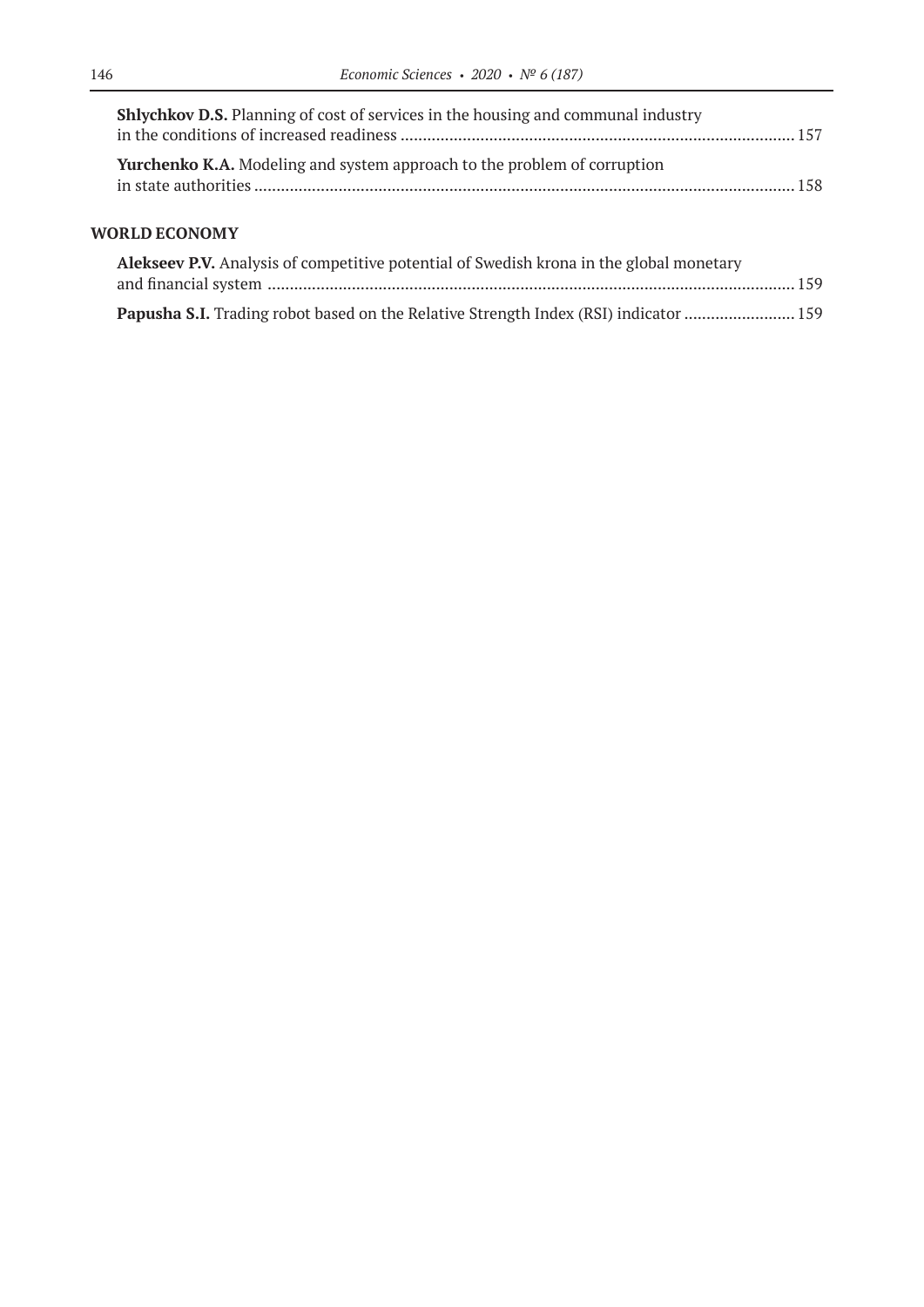**Shlychkov D.S.** Planning of cost of services in the housing and communal industry in the conditions of increased readiness ........................................................................................ 157

**Yurchenko K.A.** Modeling and system approach to the problem of corruption in state authorities ......................................................................................................................... 158

## WORLD ECONOMY

**Alekseev P.V.** Analysis of competitive potential of Swedish krona in the global monetary and financial system ...................................................................................................................... 159

**Papusha S.I.** Trading robot based on the Relative Strength Index (RSI) indicator ......................... 159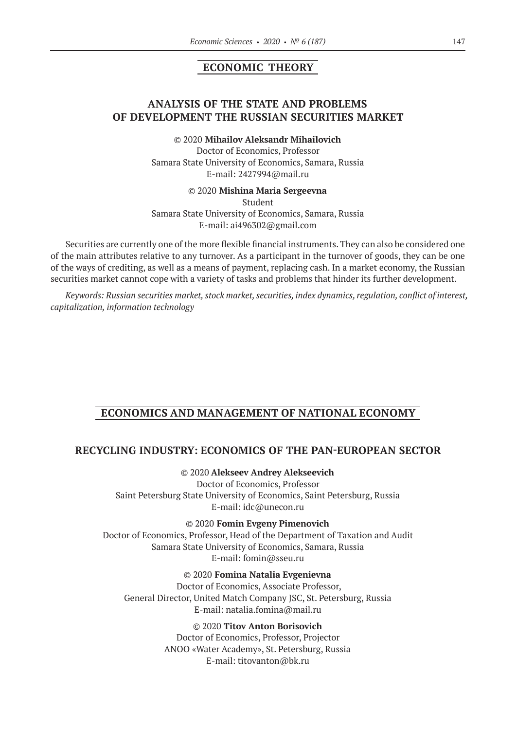## ECONOMIC THEORY

### ANALYSIS OF THE STATE AND PROBLEMS OF DEVELOPMENT THE RUSSIAN SECURITIES MARKET

© 2020 **Mihailov Aleksandr Mihailovich**
Doctor of Economics, Professor
Samara State University of Economics, Samara, Russia
E-mail: 2427994@mail.ru

© 2020 **Mishina Maria Sergeevna**
Student
Samara State University of Economics, Samara, Russia
E-mail: ai496302@gmail.com

Securities are currently one of the more flexible financial instruments. They can also be considered one of the main attributes relative to any turnover. As a participant in the turnover of goods, they can be one of the ways of crediting, as well as a means of payment, replacing cash. In a market economy, the Russian securities market cannot cope with a variety of tasks and problems that hinder its further development.

*Keywords: Russian securities market, stock market, securities, index dynamics, regulation, conflict of interest, capitalization, information technology*

## ECONOMICS AND MANAGEMENT OF NATIONAL ECONOMY

### RECYCLING INDUSTRY: ECONOMICS OF THE PAN-EUROPEAN SECTOR

© 2020 **Alekseev Andrey Alekseevich**
Doctor of Economics, Professor
Saint Petersburg State University of Economics, Saint Petersburg, Russia
E-mail: idc@unecon.ru

© 2020 **Fomin Evgeny Pimenovich**
Doctor of Economics, Professor, Head of the Department of Taxation and Audit
Samara State University of Economics, Samara, Russia
E-mail: fomin@sseu.ru

© 2020 **Fomina Natalia Evgenievna**
Doctor of Economics, Associate Professor,
General Director, United Match Company JSC, St. Petersburg, Russia
E-mail: natalia.fomina@mail.ru

© 2020 **Titov Anton Borisovich**
Doctor of Economics, Professor, Projector
ANOO «Water Academy», St. Petersburg, Russia
E-mail: titovanton@bk.ru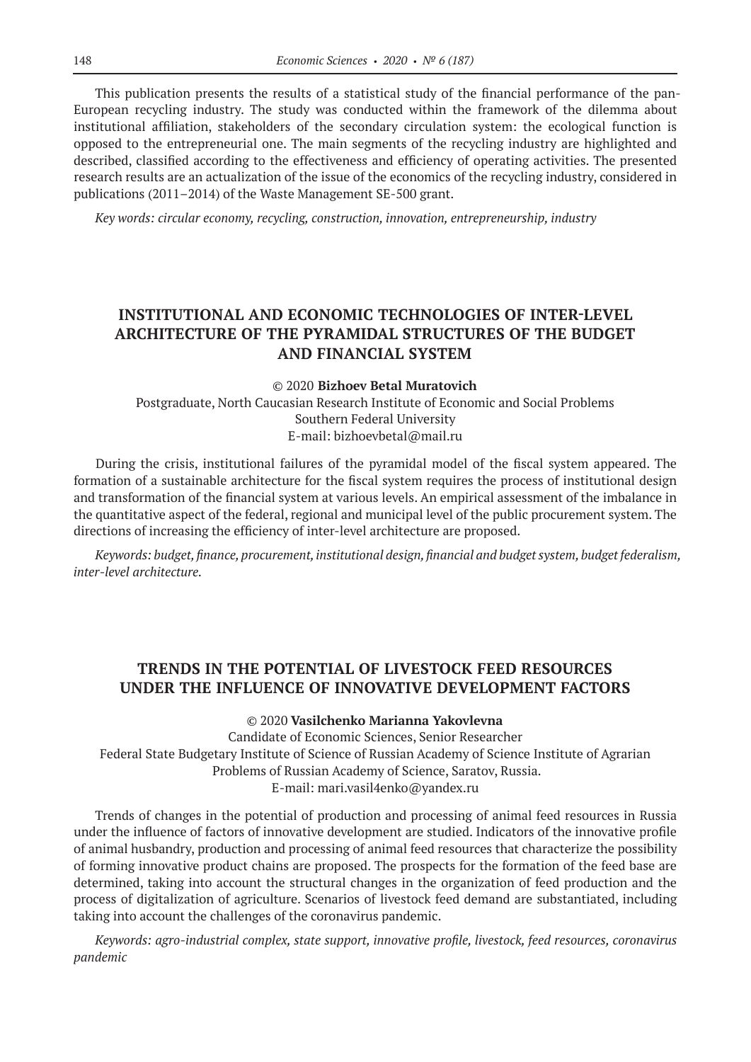This publication presents the results of a statistical study of the financial performance of the pan-European recycling industry. The study was conducted within the framework of the dilemma about institutional affiliation, stakeholders of the secondary circulation system: the ecological function is opposed to the entrepreneurial one. The main segments of the recycling industry are highlighted and described, classified according to the effectiveness and efficiency of operating activities. The presented research results are an actualization of the issue of the economics of the recycling industry, considered in publications (2011–2014) of the Waste Management SE-500 grant.

*Key words: circular economy, recycling, construction, innovation, entrepreneurship, industry*

## INSTITUTIONAL AND ECONOMIC TECHNOLOGIES OF INTER-LEVEL ARCHITECTURE OF THE PYRAMIDAL STRUCTURES OF THE BUDGET AND FINANCIAL SYSTEM

© 2020 **Bizhoev Betal Muratovich**

Postgraduate, North Caucasian Research Institute of Economic and Social Problems
Southern Federal University
E-mail: bizhoevbetal@mail.ru

During the crisis, institutional failures of the pyramidal model of the fiscal system appeared. The formation of a sustainable architecture for the fiscal system requires the process of institutional design and transformation of the financial system at various levels. An empirical assessment of the imbalance in the quantitative aspect of the federal, regional and municipal level of the public procurement system. The directions of increasing the efficiency of inter-level architecture are proposed.

*Keywords: budget, finance, procurement, institutional design, financial and budget system, budget federalism, inter-level architecture.*

## TRENDS IN THE POTENTIAL OF LIVESTOCK FEED RESOURCES UNDER THE INFLUENCE OF INNOVATIVE DEVELOPMENT FACTORS

© 2020 **Vasilchenko Marianna Yakovlevna**

Candidate of Economic Sciences, Senior Researcher
Federal State Budgetary Institute of Science of Russian Academy of Science Institute of Agrarian Problems of Russian Academy of Science, Saratov, Russia.
E-mail: mari.vasil4enko@yandex.ru

Trends of changes in the potential of production and processing of animal feed resources in Russia under the influence of factors of innovative development are studied. Indicators of the innovative profile of animal husbandry, production and processing of animal feed resources that characterize the possibility of forming innovative product chains are proposed. The prospects for the formation of the feed base are determined, taking into account the structural changes in the organization of feed production and the process of digitalization of agriculture. Scenarios of livestock feed demand are substantiated, including taking into account the challenges of the coronavirus pandemic.

*Keywords: agro-industrial complex, state support, innovative profile, livestock, feed resources, coronavirus pandemic*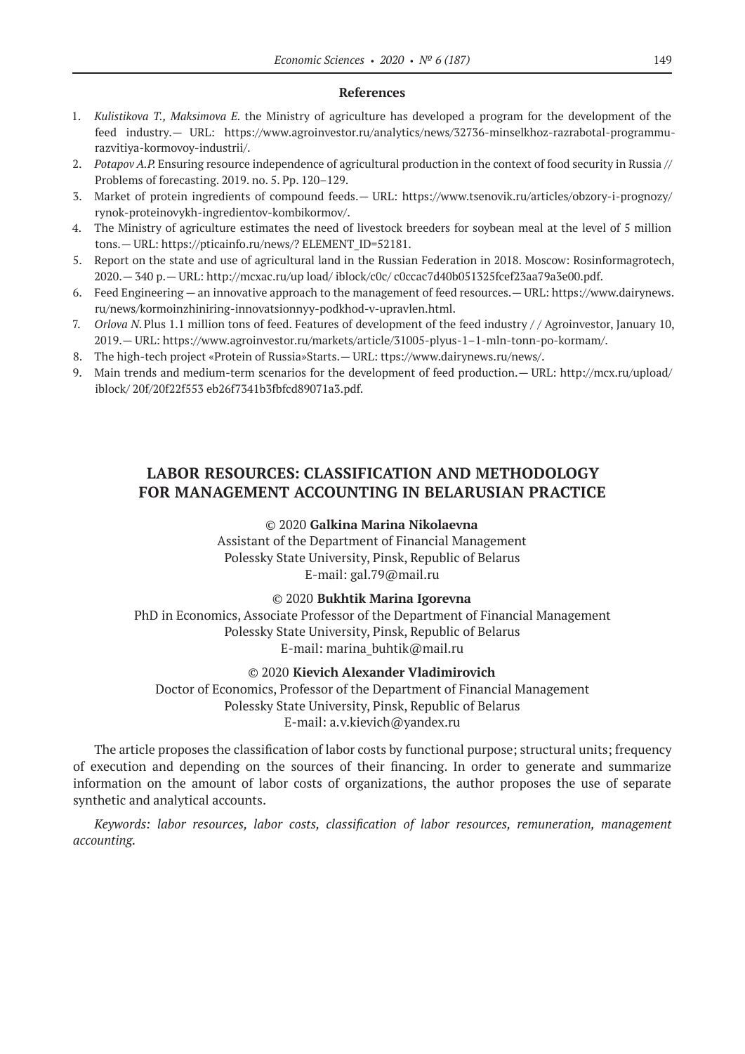### References

1. *Kulistikova T., Maksimova E.* the Ministry of agriculture has developed a program for the development of the feed industry.— URL: https://www.agroinvestor.ru/analytics/news/32736-minselkhoz-razrabotal-programmu-razvitiya-kormovoy-industrii/.
2. *Potapov A.P.* Ensuring resource independence of agricultural production in the context of food security in Russia // Problems of forecasting. 2019. no. 5. Pp. 120–129.
3. Market of protein ingredients of compound feeds.— URL: https://www.tsenovik.ru/articles/obzory-i-prognozy/rynok-proteinovykh-ingredientov-kombikormov/.
4. The Ministry of agriculture estimates the need of livestock breeders for soybean meal at the level of 5 million tons.— URL: https://pticainfo.ru/news/? ELEMENT_ID=52181.
5. Report on the state and use of agricultural land in the Russian Federation in 2018. Moscow: Rosinformagrotech, 2020.— 340 p.— URL: http://mcxac.ru/up load/ iblock/c0c/ c0ccac7d40b051325fcef23aa79a3e00.pdf.
6. Feed Engineering — an innovative approach to the management of feed resources.— URL: https://www.dairynews.ru/news/kormoinzhiniring-innovatsionnyy-podkhod-v-upravlen.html.
7. *Orlova N.* Plus 1.1 million tons of feed. Features of development of the feed industry / / Agroinvestor, January 10, 2019.— URL: https://www.agroinvestor.ru/markets/article/31005-plyus-1–1-mln-tonn-po-kormam/.
8. The high-tech project «Protein of Russia»Starts.— URL: ttps://www.dairynews.ru/news/.
9. Main trends and medium-term scenarios for the development of feed production.— URL: http://mcx.ru/upload/iblock/ 20f/20f22f553 eb26f7341b3fbfcd89071a3.pdf.

## LABOR RESOURCES: CLASSIFICATION AND METHODOLOGY FOR MANAGEMENT ACCOUNTING IN BELARUSIAN PRACTICE

© 2020 **Galkina Marina Nikolaevna**
Assistant of the Department of Financial Management
Polessky State University, Pinsk, Republic of Belarus
E-mail: gal.79@mail.ru

© 2020 **Bukhtik Marina Igorevna**
PhD in Economics, Associate Professor of the Department of Financial Management
Polessky State University, Pinsk, Republic of Belarus
E-mail: marina_buhtik@mail.ru

© 2020 **Kievich Alexander Vladimirovich**
Doctor of Economics, Professor of the Department of Financial Management
Polessky State University, Pinsk, Republic of Belarus
E-mail: a.v.kievich@yandex.ru

The article proposes the classification of labor costs by functional purpose; structural units; frequency of execution and depending on the sources of their financing. In order to generate and summarize information on the amount of labor costs of organizations, the author proposes the use of separate synthetic and analytical accounts.

*Keywords: labor resources, labor costs, classification of labor resources, remuneration, management accounting.*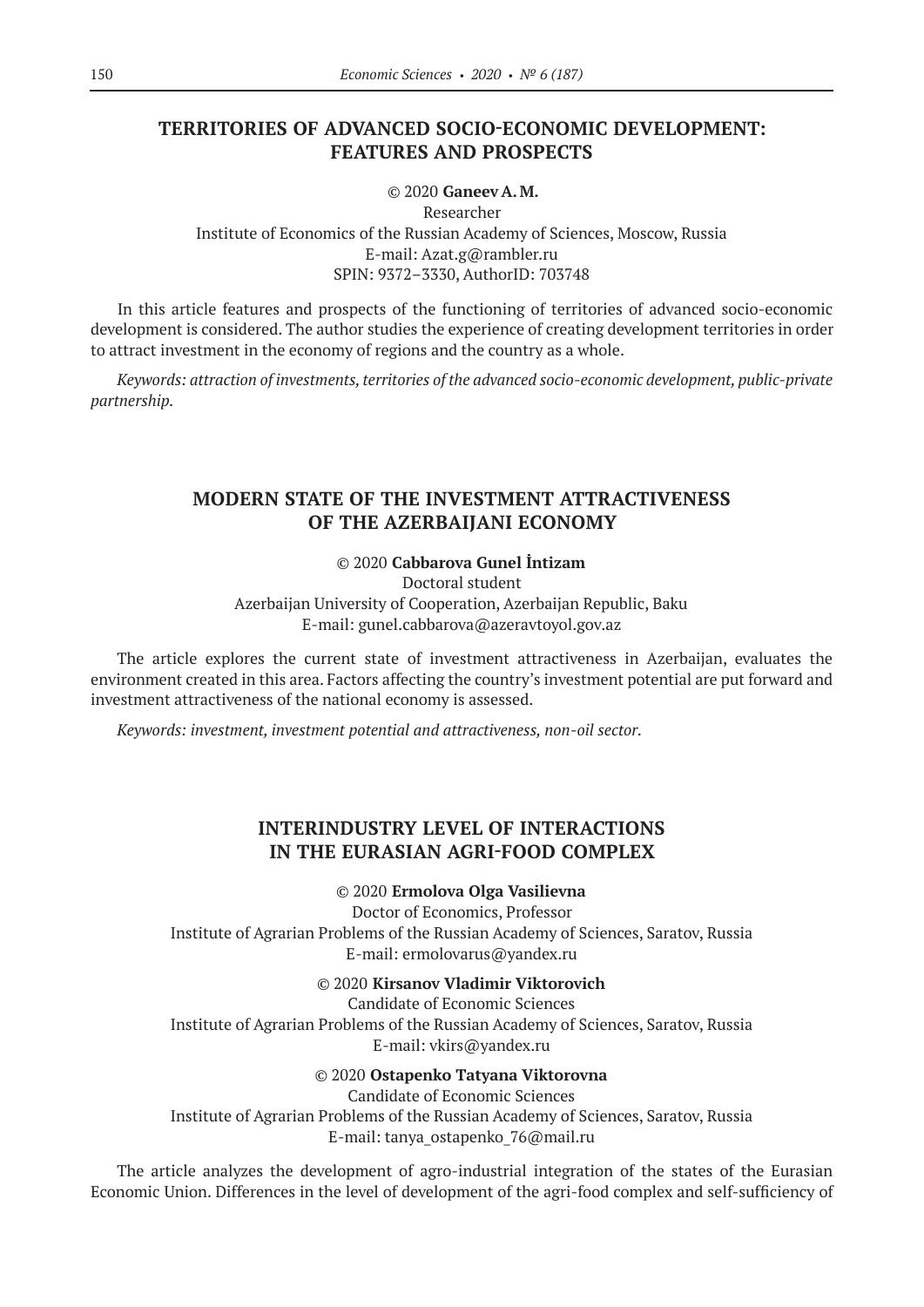## TERRITORIES OF ADVANCED SOCIO-ECONOMIC DEVELOPMENT: FEATURES AND PROSPECTS

© 2020 **Ganeev A. M.**
Researcher
Institute of Economics of the Russian Academy of Sciences, Moscow, Russia
E-mail: Azat.g@rambler.ru
SPIN: 9372–3330, AuthorID: 703748

In this article features and prospects of the functioning of territories of advanced socio-economic development is considered. The author studies the experience of creating development territories in order to attract investment in the economy of regions and the country as a whole.

*Keywords: attraction of investments, territories of the advanced socio-economic development, public-private partnership.*

## MODERN STATE OF THE INVESTMENT ATTRACTIVENESS OF THE AZERBAIJANI ECONOMY

© 2020 **Cabbarova Gunel İntizam**
Doctoral student
Azerbaijan University of Cooperation, Azerbaijan Republic, Baku
E-mail: gunel.cabbarova@azeravtoyol.gov.az

The article explores the current state of investment attractiveness in Azerbaijan, evaluates the environment created in this area. Factors affecting the country's investment potential are put forward and investment attractiveness of the national economy is assessed.

*Keywords: investment, investment potential and attractiveness, non-oil sector.*

## INTERINDUSTRY LEVEL OF INTERACTIONS IN THE EURASIAN AGRI-FOOD COMPLEX

© 2020 **Ermolova Olga Vasilievna**
Doctor of Economics, Professor
Institute of Agrarian Problems of the Russian Academy of Sciences, Saratov, Russia
E-mail: ermolovarus@yandex.ru

© 2020 **Kirsanov Vladimir Viktorovich**
Candidate of Economic Sciences
Institute of Agrarian Problems of the Russian Academy of Sciences, Saratov, Russia
E-mail: vkirs@yandex.ru

© 2020 **Ostapenko Tatyana Viktorovna**
Candidate of Economic Sciences
Institute of Agrarian Problems of the Russian Academy of Sciences, Saratov, Russia
E-mail: tanya_ostapenko_76@mail.ru

The article analyzes the development of agro-industrial integration of the states of the Eurasian Economic Union. Differences in the level of development of the agri-food complex and self-sufficiency of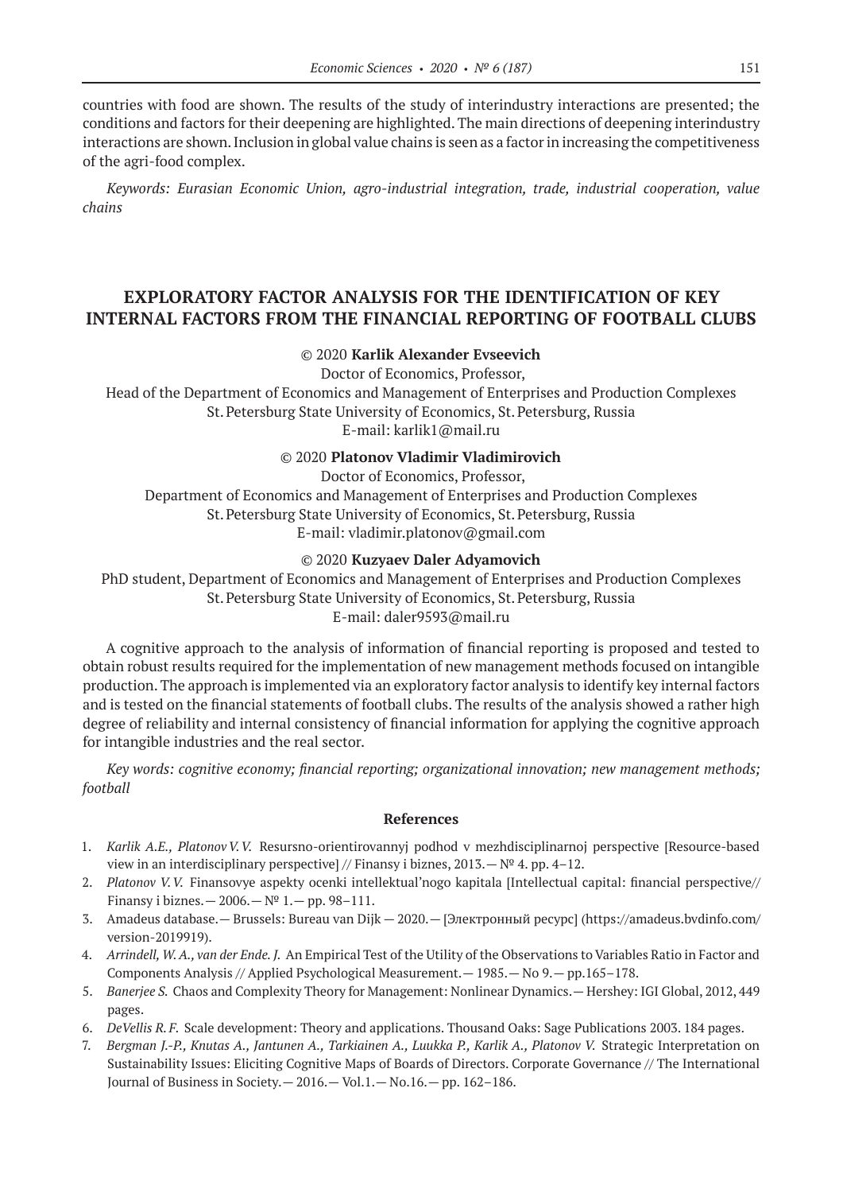countries with food are shown. The results of the study of interindustry interactions are presented; the conditions and factors for their deepening are highlighted. The main directions of deepening interindustry interactions are shown. Inclusion in global value chains is seen as a factor in increasing the competitiveness of the agri-food complex.

*Keywords: Eurasian Economic Union, agro-industrial integration, trade, industrial cooperation, value chains*

## EXPLORATORY FACTOR ANALYSIS FOR THE IDENTIFICATION OF KEY INTERNAL FACTORS FROM THE FINANCIAL REPORTING OF FOOTBALL CLUBS

© 2020 **Karlik Alexander Evseevich**
Doctor of Economics, Professor,
Head of the Department of Economics and Management of Enterprises and Production Complexes
St. Petersburg State University of Economics, St. Petersburg, Russia
E-mail: karlik1@mail.ru

© 2020 **Platonov Vladimir Vladimirovich**
Doctor of Economics, Professor,
Department of Economics and Management of Enterprises and Production Complexes
St. Petersburg State University of Economics, St. Petersburg, Russia
E-mail: vladimir.platonov@gmail.com

© 2020 **Kuzyaev Daler Adyamovich**
PhD student, Department of Economics and Management of Enterprises and Production Complexes
St. Petersburg State University of Economics, St. Petersburg, Russia
E-mail: daler9593@mail.ru

A cognitive approach to the analysis of information of financial reporting is proposed and tested to obtain robust results required for the implementation of new management methods focused on intangible production. The approach is implemented via an exploratory factor analysis to identify key internal factors and is tested on the financial statements of football clubs. The results of the analysis showed a rather high degree of reliability and internal consistency of financial information for applying the cognitive approach for intangible industries and the real sector.

*Key words: cognitive economy; financial reporting; organizational innovation; new management methods; football*

### References

1. *Karlik A.E., Platonov V.V.* Resursno-orientirovannyj podhod v mezhdisciplinarnoj perspective [Resource-based view in an interdisciplinary perspective] // Finansy i biznes, 2013.— № 4. pp. 4–12.
2. *Platonov V.V.* Finansovye aspekty ocenki intellektual'nogo kapitala [Intellectual capital: financial perspective// Finansy i biznes.— 2006.— № 1.— pp. 98–111.
3. Amadeus database.— Brussels: Bureau van Dijk — 2020.— [Электронный ресурс] (https://amadeus.bvdinfo.com/version-2019919).
4. *Arrindell, W.A., van der Ende. J.* An Empirical Test of the Utility of the Observations to Variables Ratio in Factor and Components Analysis // Applied Psychological Measurement.— 1985.— No 9.— pp.165–178.
5. *Banerjee S.* Chaos and Complexity Theory for Management: Nonlinear Dynamics.— Hershey: IGI Global, 2012, 449 pages.
6. *DeVellis R.F.* Scale development: Theory and applications. Thousand Oaks: Sage Publications 2003. 184 pages.
7. *Bergman J.-P., Knutas A., Jantunen A., Tarkiainen A., Luukka P., Karlik A., Platonov V.* Strategic Interpretation on Sustainability Issues: Eliciting Cognitive Maps of Boards of Directors. Corporate Governance // The International Journal of Business in Society.— 2016.— Vol.1.— No.16.— pp. 162–186.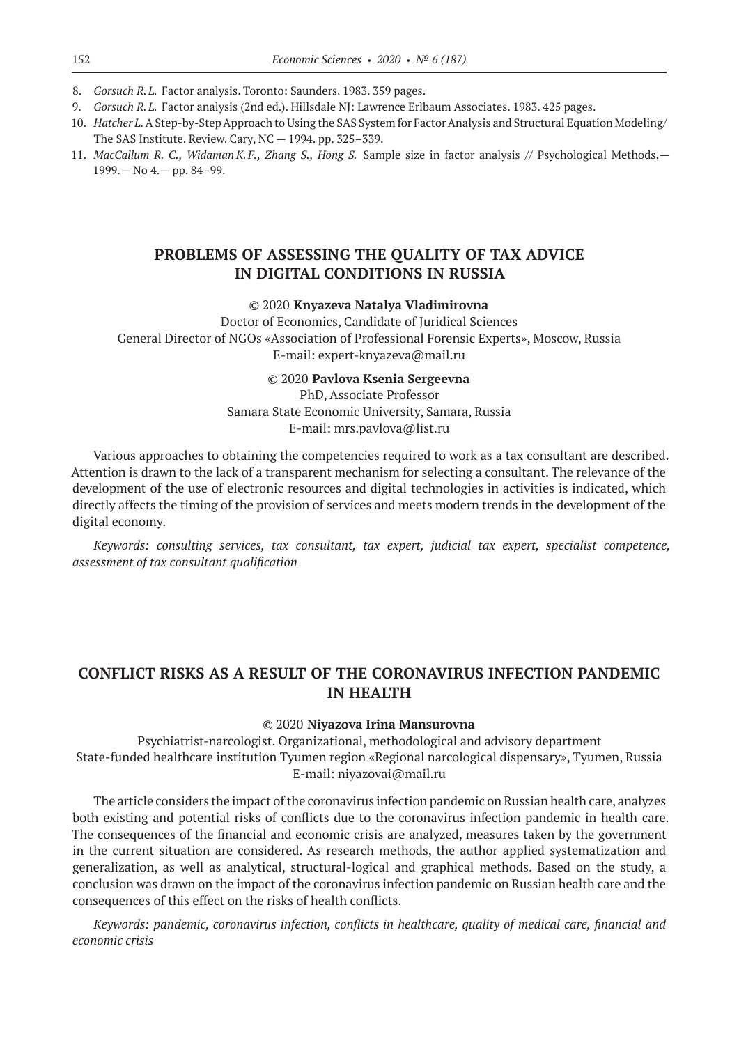8. *Gorsuch R. L.* Factor analysis. Toronto: Saunders. 1983. 359 pages.
9. *Gorsuch R. L.* Factor analysis (2nd ed.). Hillsdale NJ: Lawrence Erlbaum Associates. 1983. 425 pages.
10. *Hatcher L.* A Step-by-Step Approach to Using the SAS System for Factor Analysis and Structural Equation Modeling/ The SAS Institute. Review. Cary, NC — 1994. pp. 325–339.
11. *MacCallum R. C., Widaman K. F., Zhang S., Hong S.* Sample size in factor analysis // Psychological Methods.— 1999.— No 4.— pp. 84–99.

## PROBLEMS OF ASSESSING THE QUALITY OF TAX ADVICE IN DIGITAL CONDITIONS IN RUSSIA

© 2020 **Knyazeva Natalya Vladimirovna**
Doctor of Economics, Candidate of Juridical Sciences
General Director of NGOs «Association of Professional Forensic Experts», Moscow, Russia
E-mail: expert-knyazeva@mail.ru

© 2020 **Pavlova Ksenia Sergeevna**
PhD, Associate Professor
Samara State Economic University, Samara, Russia
E-mail: mrs.pavlova@list.ru

Various approaches to obtaining the competencies required to work as a tax consultant are described. Attention is drawn to the lack of a transparent mechanism for selecting a consultant. The relevance of the development of the use of electronic resources and digital technologies in activities is indicated, which directly affects the timing of the provision of services and meets modern trends in the development of the digital economy.

*Keywords: consulting services, tax consultant, tax expert, judicial tax expert, specialist competence, assessment of tax consultant qualification*

## CONFLICT RISKS AS A RESULT OF THE CORONAVIRUS INFECTION PANDEMIC IN HEALTH

© 2020 **Niyazova Irina Mansurovna**
Psychiatrist-narcologist. Organizational, methodological and advisory department
State-funded healthcare institution Tyumen region «Regional narcological dispensary», Tyumen, Russia
E-mail: niyazovai@mail.ru

The article considers the impact of the coronavirus infection pandemic on Russian health care, analyzes both existing and potential risks of conflicts due to the coronavirus infection pandemic in health care. The consequences of the financial and economic crisis are analyzed, measures taken by the government in the current situation are considered. As research methods, the author applied systematization and generalization, as well as analytical, structural-logical and graphical methods. Based on the study, a conclusion was drawn on the impact of the coronavirus infection pandemic on Russian health care and the consequences of this effect on the risks of health conflicts.

*Keywords: pandemic, coronavirus infection, conflicts in healthcare, quality of medical care, financial and economic crisis*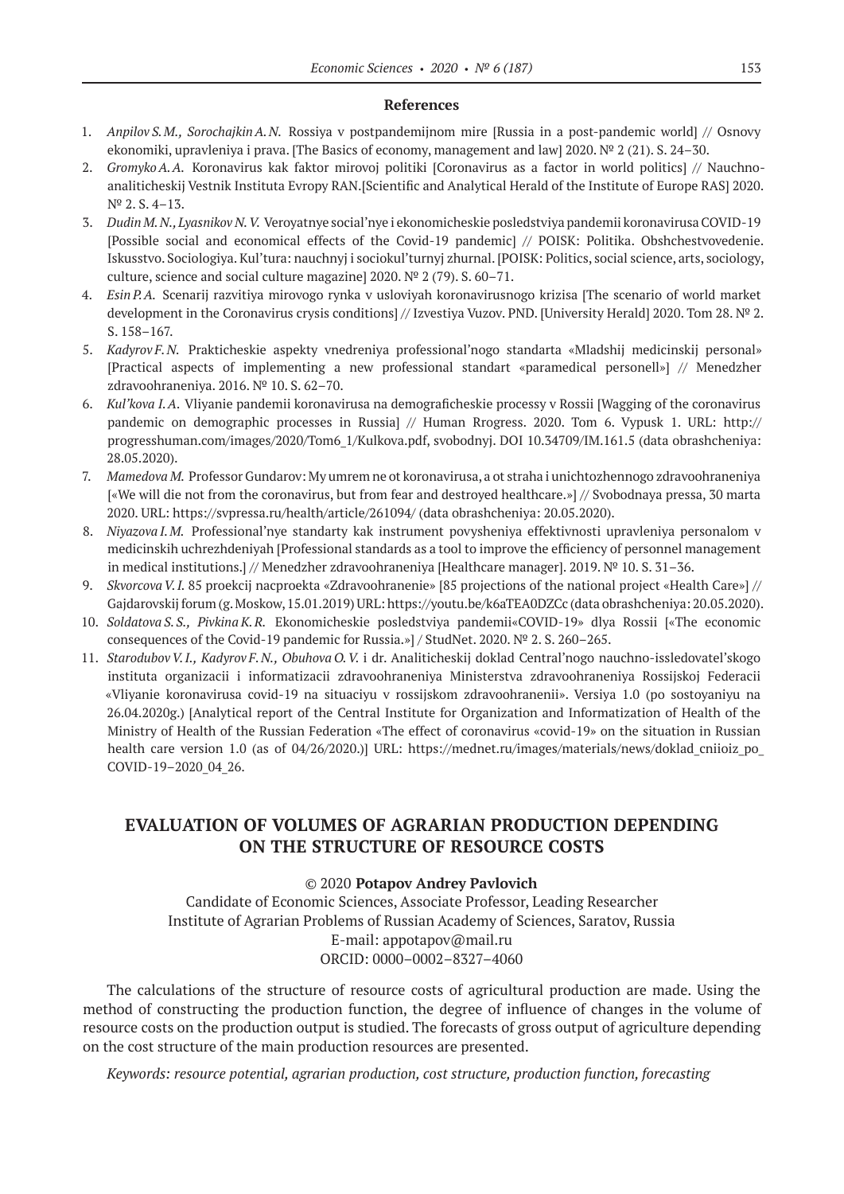### References

1. *Anpilov S.M., Sorochajkin A.N.* Rossiya v postpandemijnom mire [Russia in a post-pandemic world] // Osnovy ekonomiki, upravleniya i prava. [The Basics of economy, management and law] 2020. № 2 (21). S. 24–30.
2. *Gromyko A.A.* Koronavirus kak faktor mirovoj politiki [Coronavirus as a factor in world politics] // Nauchno-analiticheskij Vestnik Instituta Evropy RAN.[Scientific and Analytical Herald of the Institute of Europe RAS] 2020. № 2. S. 4–13.
3. *Dudin M.N., Lyasnikov N.V.* Veroyatnye social'nye i ekonomicheskie posledstviya pandemii koronavirusa COVID-19 [Possible social and economical effects of the Covid-19 pandemic] // POISK: Politika. Obshchestvovedenie. Iskusstvo. Sociologiya. Kul'tura: nauchnyj i sociokul'turnyj zhurnal. [POISK: Politics, social science, arts, sociology, culture, science and social culture magazine] 2020. № 2 (79). S. 60–71.
4. *Esin P.A.* Scenarij razvitiya mirovogo rynka v usloviyah koronavirusnogo krizisa [The scenario of world market development in the Coronavirus crysis conditions] // Izvestiya Vuzov. PND. [University Herald] 2020. Tom 28. № 2. S. 158–167.
5. *Kadyrov F.N.* Prakticheskie aspekty vnedreniya professional'nogo standarta «Mladshij medicinskij personal» [Practical aspects of implementing a new professional standart «paramedical personell»] // Menedzher zdravoohraneniya. 2016. № 10. S. 62–70.
6. *Kul'kova I.A.* Vliyanie pandemii koronavirusa na demograficheskie processy v Rossii [Wagging of the coronavirus pandemic on demographic processes in Russia] // Human Rrogress. 2020. Tom 6. Vypusk 1. URL: http://progresshuman.com/images/2020/Tom6_1/Kulkova.pdf, svobodnyj. DOI 10.34709/IM.161.5 (data obrashcheniya: 28.05.2020).
7. *Mamedova M.* Professor Gundarov: My umrem ne ot koronavirusa, a ot straha i unichtozhennogo zdravoohraneniya [«We will die not from the coronavirus, but from fear and destroyed healthcare.»] // Svobodnaya pressa, 30 marta 2020. URL: https://svpressa.ru/health/article/261094/ (data obrashcheniya: 20.05.2020).
8. *Niyazova I.M.* Professional'nye standarty kak instrument povysheniya effektivnosti upravleniya personalom v medicinskih uchrezhdeniyah [Professional standards as a tool to improve the efficiency of personnel management in medical institutions.] // Menedzher zdravoohraneniya [Healthcare manager]. 2019. № 10. S. 31–36.
9. *Skvorcova V.I.* 85 proekcij nacproekta «Zdravoohranenie» [85 projections of the national project «Health Care»] // Gajdarovskij forum (g. Moskow, 15.01.2019) URL: https://youtu.be/k6aTEA0DZCc (data obrashcheniya: 20.05.2020).
10. *Soldatova S.S., Pivkina K.R.* Ekonomicheskie posledstviya pandemii«COVID-19» dlya Rossii [«The economic consequences of the Covid-19 pandemic for Russia.»] / StudNet. 2020. № 2. S. 260–265.
11. *Starodubov V.I., Kadyrov F.N., Obuhova O.V.* i dr. Analiticheskij doklad Central'nogo nauchno-issledovatel'skogo instituta organizacii i informatizacii zdravoohraneniya Ministerstva zdravoohraneniya Rossijskoj Federacii «Vliyanie koronavirusa covid-19 na situaciyu v rossijskom zdravoohranenii». Versiya 1.0 (po sostoyaniyu na 26.04.2020g.) [Analytical report of the Central Institute for Organization and Informatization of Health of the Ministry of Health of the Russian Federation «The effect of coronavirus «covid-19» on the situation in Russian health care version 1.0 (as of 04/26/2020.)] URL: https://mednet.ru/images/materials/news/doklad_cniioiz_po_COVID-19–2020_04_26.

## EVALUATION OF VOLUMES OF AGRARIAN PRODUCTION DEPENDING ON THE STRUCTURE OF RESOURCE COSTS

© 2020 **Potapov Andrey Pavlovich**

Candidate of Economic Sciences, Associate Professor, Leading Researcher
Institute of Agrarian Problems of Russian Academy of Sciences, Saratov, Russia
E-mail: appotapov@mail.ru
ORCID: 0000–0002–8327–4060

The calculations of the structure of resource costs of agricultural production are made. Using the method of constructing the production function, the degree of influence of changes in the volume of resource costs on the production output is studied. The forecasts of gross output of agriculture depending on the cost structure of the main production resources are presented.

*Keywords: resource potential, agrarian production, cost structure, production function, forecasting*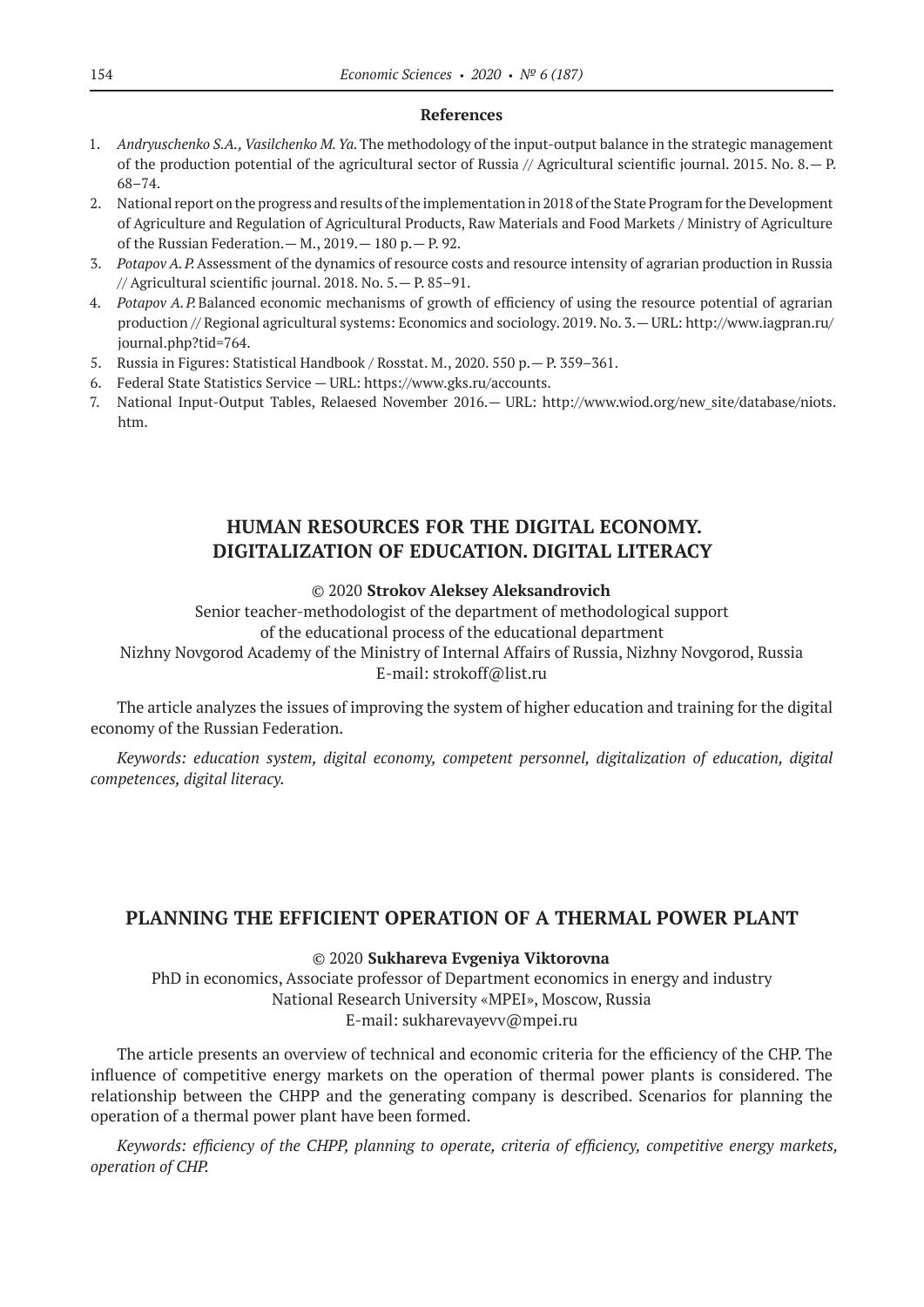**References**

1. *Andryuschenko S.A., Vasilchenko M. Ya.* The methodology of the input-output balance in the strategic management of the production potential of the agricultural sector of Russia // Agricultural scientific journal. 2015. No. 8.— P. 68–74.
2. National report on the progress and results of the implementation in 2018 of the State Program for the Development of Agriculture and Regulation of Agricultural Products, Raw Materials and Food Markets / Ministry of Agriculture of the Russian Federation.— M., 2019.— 180 p.— P. 92.
3. *Potapov A. P.* Assessment of the dynamics of resource costs and resource intensity of agrarian production in Russia // Agricultural scientific journal. 2018. No. 5.— P. 85–91.
4. *Potapov A. P.* Balanced economic mechanisms of growth of efficiency of using the resource potential of agrarian production // Regional agricultural systems: Economics and sociology. 2019. No. 3.— URL: http://www.iagpran.ru/journal.php?tid=764.
5. Russia in Figures: Statistical Handbook / Rosstat. M., 2020. 550 p.— P. 359–361.
6. Federal State Statistics Service — URL: https://www.gks.ru/accounts.
7. National Input-Output Tables, Relaesed November 2016.— URL: http://www.wiod.org/new_site/database/niots.htm.

## HUMAN RESOURCES FOR THE DIGITAL ECONOMY. DIGITALIZATION OF EDUCATION. DIGITAL LITERACY

© 2020 **Strokov Aleksey Aleksandrovich**

Senior teacher-methodologist of the department of methodological support of the educational process of the educational department
Nizhny Novgorod Academy of the Ministry of Internal Affairs of Russia, Nizhny Novgorod, Russia
E-mail: strokoff@list.ru

The article analyzes the issues of improving the system of higher education and training for the digital economy of the Russian Federation.

*Keywords: education system, digital economy, competent personnel, digitalization of education, digital competences, digital literacy.*

## PLANNING THE EFFICIENT OPERATION OF A THERMAL POWER PLANT

© 2020 **Sukhareva Evgeniya Viktorovna**

PhD in economics, Associate professor of Department economics in energy and industry
National Research University «MPEI», Moscow, Russia
E-mail: sukharevayevv@mpei.ru

The article presents an overview of technical and economic criteria for the efficiency of the CHP. The influence of competitive energy markets on the operation of thermal power plants is considered. The relationship between the CHPP and the generating company is described. Scenarios for planning the operation of a thermal power plant have been formed.

*Keywords: efficiency of the CHPP, planning to operate, criteria of efficiency, competitive energy markets, operation of CHP.*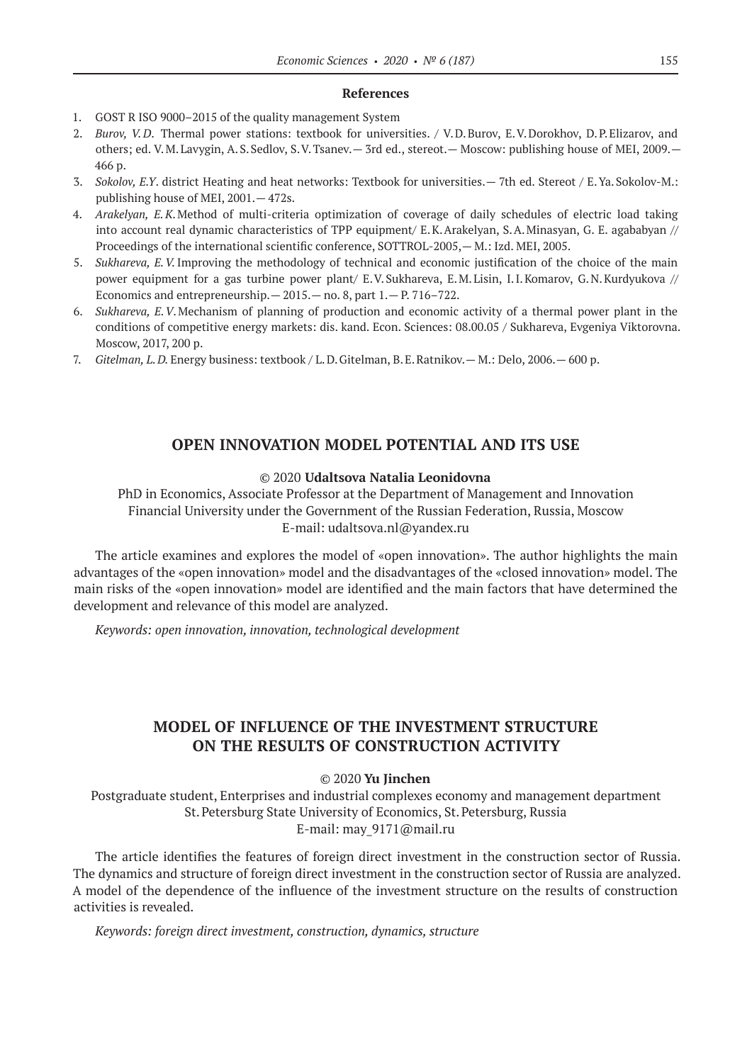#### References

1. GOST R ISO 9000–2015 of the quality management System
2. *Burov, V.D.* Thermal power stations: textbook for universities. / V.D. Burov, E.V. Dorokhov, D.P. Elizarov, and others; ed. V.M. Lavygin, A.S. Sedlov, S.V. Tsanev.— 3rd ed., stereot.— Moscow: publishing house of MEI, 2009.— 466 p.
3. *Sokolov, E.Y*. district Heating and heat networks: Textbook for universities.— 7th ed. Stereot / E.Ya. Sokolov-M.: publishing house of MEI, 2001.— 472s.
4. *Arakelyan, E.K.* Method of multi-criteria optimization of coverage of daily schedules of electric load taking into account real dynamic characteristics of TPP equipment/ E.K. Arakelyan, S.A. Minasyan, G. E. agababyan // Proceedings of the international scientific conference, SOTTROL-2005,— M.: Izd. MEI, 2005.
5. *Sukhareva, E.V.* Improving the methodology of technical and economic justification of the choice of the main power equipment for a gas turbine power plant/ E.V. Sukhareva, E.M. Lisin, I.I. Komarov, G.N. Kurdyukova // Economics and entrepreneurship.— 2015.— no. 8, part 1.— P. 716–722.
6. *Sukhareva, E.V.* Mechanism of planning of production and economic activity of a thermal power plant in the conditions of competitive energy markets: dis. kand. Econ. Sciences: 08.00.05 / Sukhareva, Evgeniya Viktorovna. Moscow, 2017, 200 p.
7. *Gitelman, L.D.* Energy business: textbook / L.D. Gitelman, B.E. Ratnikov.— M.: Delo, 2006.— 600 p.

## OPEN INNOVATION MODEL POTENTIAL AND ITS USE

© 2020 **Udaltsova Natalia Leonidovna**

PhD in Economics, Associate Professor at the Department of Management and Innovation
Financial University under the Government of the Russian Federation, Russia, Moscow
E-mail: udaltsova.nl@yandex.ru

The article examines and explores the model of «open innovation». The author highlights the main advantages of the «open innovation» model and the disadvantages of the «closed innovation» model. The main risks of the «open innovation» model are identified and the main factors that have determined the development and relevance of this model are analyzed.

*Keywords: open innovation, innovation, technological development*

## MODEL OF INFLUENCE OF THE INVESTMENT STRUCTURE ON THE RESULTS OF CONSTRUCTION ACTIVITY

© 2020 **Yu Jinchen**

Postgraduate student, Enterprises and industrial complexes economy and management department
St. Petersburg State University of Economics, St. Petersburg, Russia
E-mail: may_9171@mail.ru

The article identifies the features of foreign direct investment in the construction sector of Russia. The dynamics and structure of foreign direct investment in the construction sector of Russia are analyzed. A model of the dependence of the influence of the investment structure on the results of construction activities is revealed.

*Keywords: foreign direct investment, construction, dynamics, structure*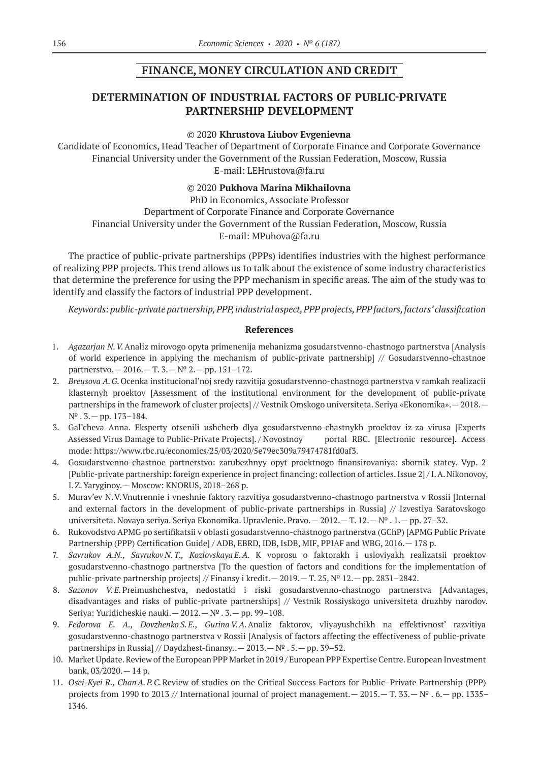## FINANCE, MONEY CIRCULATION AND CREDIT

# DETERMINATION OF INDUSTRIAL FACTORS OF PUBLIC-PRIVATE PARTNERSHIP DEVELOPMENT

© 2020 **Khrustova Liubov Evgenievna**

Candidate of Economics, Head Teacher of Department of Corporate Finance and Corporate Governance
Financial University under the Government of the Russian Federation, Moscow, Russia
E-mail: LEHrustova@fa.ru

© 2020 **Pukhova Marina Mikhailovna**

PhD in Economics, Associate Professor
Department of Corporate Finance and Corporate Governance
Financial University under the Government of the Russian Federation, Moscow, Russia
E-mail: MPuhova@fa.ru

The practice of public-private partnerships (PPPs) identifies industries with the highest performance of realizing PPP projects. This trend allows us to talk about the existence of some industry characteristics that determine the preference for using the PPP mechanism in specific areas. The aim of the study was to identify and classify the factors of industrial PPP development.

*Keywords: public-private partnership, PPP, industrial aspect, PPP projects, PPP factors, factors' classification*

### References

1. *Agazarjan N. V.* Analiz mirovogo opyta primenenija mehanizma gosudarstvenno-chastnogo partnerstva [Analysis of world experience in applying the mechanism of public-private partnership] // Gosudarstvenno-chastnoe partnerstvo.— 2016.— T. 3.— № 2.— pp. 151–172.
2. *Breusova A. G.* Ocenka institucional'noj sredy razvitija gosudarstvenno-chastnogo partnerstva v ramkah realizacii klasternyh proektov [Assessment of the institutional environment for the development of public-private partnerships in the framework of cluster projects] // Vestnik Omskogo universiteta. Seriya «Ekonomika».— 2018.— № . 3.— pp. 173–184.
3. Gal'cheva Anna. Eksperty otsenili ushcherb dlya gosudarstvenno-chastnykh proektov iz-za virusa [Experts Assessed Virus Damage to Public-Private Projects]. / Novostnoy portal RBC. [Electronic resource]. Access mode: https://www.rbc.ru/economics/25/03/2020/5e79ec309a79474781fd0af3.
4. Gosudarstvenno-chastnoe partnerstvo: zarubezhnyy opyt proektnogo finansirovaniya: sbornik statey. Vyp. 2 [Public-private partnership: foreign experience in project financing: collection of articles. Issue 2] / I. A. Nikonovoy, I. Z. Yaryginoy.— Moscow: KNORUS, 2018–268 p.
5. Murav'ev N. V. Vnutrennie i vneshnie faktory razvitiya gosudarstvenno-chastnogo partnerstva v Rossii [Internal and external factors in the development of public-private partnerships in Russia] // Izvestiya Saratovskogo universiteta. Novaya seriya. Seriya Ekonomika. Upravlenie. Pravo.— 2012.— T. 12.— № . 1.— pp. 27–32.
6. Rukovodstvo APMG po sertifikatsii v oblasti gosudarstvenno-chastnogo partnerstva (GChP) [APMG Public Private Partnership (PPP) Certification Guide] / ADB, EBRD, IDB, IsDB, MIF, PPIAF and WBG, 2016.— 178 p.
7. *Savrukov A.N., Savrukov N. T., Kozlovskaya E. A.* K voprosu o faktorakh i usloviyakh realizatsii proektov gosudarstvenno-chastnogo partnerstva [To the question of factors and conditions for the implementation of public-private partnership projects] // Finansy i kredit.— 2019.— T. 25, № 12.— pp. 2831–2842.
8. *Sazonov V. E.* Preimushchestva, nedostatki i riski gosudarstvenno-chastnogo partnerstva [Advantages, disadvantages and risks of public-private partnerships] // Vestnik Rossiyskogo universiteta druzhby narodov. Seriya: Yuridicheskie nauki.— 2012.— № . 3.— pp. 99–108.
9. *Fedorova E. A., Dovzhenko S. E., Gurina V. A.* Analiz faktorov, vliyayushchikh na effektivnost' razvitiya gosudarstvenno-chastnogo partnerstva v Rossii [Analysis of factors affecting the effectiveness of public-private partnerships in Russia] // Daydzhest-finansy..— 2013.— № . 5.— pp. 39–52.
10. Market Update. Review of the European PPP Market in 2019 / European PPP Expertise Centre. European Investment bank, 03/2020.— 14 p.
11. *Osei-Kyei R., Chan A. P. C.* Review of studies on the Critical Success Factors for Public–Private Partnership (PPP) projects from 1990 to 2013 // International journal of project management.— 2015.— T. 33.— № . 6.— pp. 1335–1346.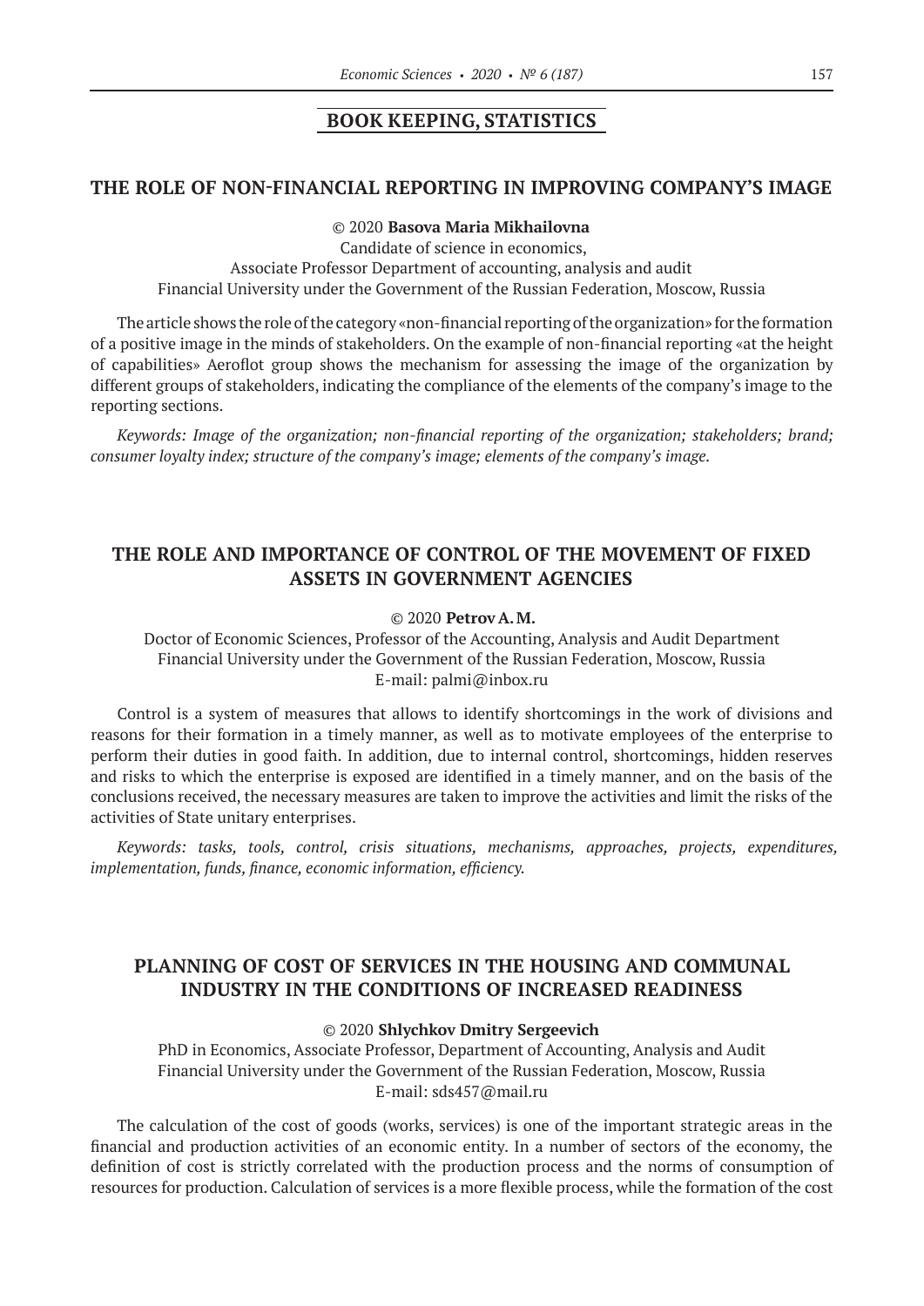## BOOK KEEPING, STATISTICS

### THE ROLE OF NON-FINANCIAL REPORTING IN IMPROVING COMPANY'S IMAGE

© 2020 **Basova Maria Mikhailovna**

Candidate of science in economics,
Associate Professor Department of accounting, analysis and audit
Financial University under the Government of the Russian Federation, Moscow, Russia

The article shows the role of the category «non-financial reporting of the organization» for the formation of a positive image in the minds of stakeholders. On the example of non-financial reporting «at the height of capabilities» Aeroflot group shows the mechanism for assessing the image of the organization by different groups of stakeholders, indicating the compliance of the elements of the company's image to the reporting sections.

*Keywords: Image of the organization; non-financial reporting of the organization; stakeholders; brand; consumer loyalty index; structure of the company's image; elements of the company's image.*

### THE ROLE AND IMPORTANCE OF CONTROL OF THE MOVEMENT OF FIXED ASSETS IN GOVERNMENT AGENCIES

© 2020 **Petrov A. M.**

Doctor of Economic Sciences, Professor of the Accounting, Analysis and Audit Department
Financial University under the Government of the Russian Federation, Moscow, Russia
E-mail: palmi@inbox.ru

Control is a system of measures that allows to identify shortcomings in the work of divisions and reasons for their formation in a timely manner, as well as to motivate employees of the enterprise to perform their duties in good faith. In addition, due to internal control, shortcomings, hidden reserves and risks to which the enterprise is exposed are identified in a timely manner, and on the basis of the conclusions received, the necessary measures are taken to improve the activities and limit the risks of the activities of State unitary enterprises.

*Keywords: tasks, tools, control, crisis situations, mechanisms, approaches, projects, expenditures, implementation, funds, finance, economic information, efficiency.*

### PLANNING OF COST OF SERVICES IN THE HOUSING AND COMMUNAL INDUSTRY IN THE CONDITIONS OF INCREASED READINESS

© 2020 **Shlychkov Dmitry Sergeevich**

PhD in Economics, Associate Professor, Department of Accounting, Analysis and Audit
Financial University under the Government of the Russian Federation, Moscow, Russia
E-mail: sds457@mail.ru

The calculation of the cost of goods (works, services) is one of the important strategic areas in the financial and production activities of an economic entity. In a number of sectors of the economy, the definition of cost is strictly correlated with the production process and the norms of consumption of resources for production. Calculation of services is a more flexible process, while the formation of the cost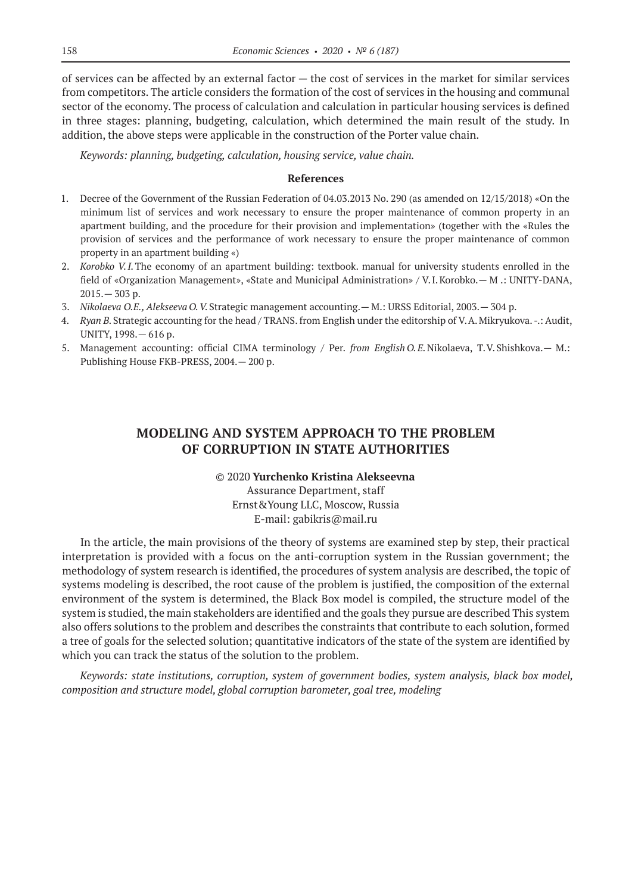of services can be affected by an external factor — the cost of services in the market for similar services from competitors. The article considers the formation of the cost of services in the housing and communal sector of the economy. The process of calculation and calculation in particular housing services is defined in three stages: planning, budgeting, calculation, which determined the main result of the study. In addition, the above steps were applicable in the construction of the Porter value chain.

*Keywords: planning, budgeting, calculation, housing service, value chain.*

**References**

1. Decree of the Government of the Russian Federation of 04.03.2013 No. 290 (as amended on 12/15/2018) «On the minimum list of services and work necessary to ensure the proper maintenance of common property in an apartment building, and the procedure for their provision and implementation» (together with the «Rules the provision of services and the performance of work necessary to ensure the proper maintenance of common property in an apartment building «)
2. *Korobko V.I.* The economy of an apartment building: textbook. manual for university students enrolled in the field of «Organization Management», «State and Municipal Administration» / V.I. Korobko.— M .: UNITY-DANA, 2015.— 303 p.
3. *Nikolaeva O.E., Alekseeva O.V.* Strategic management accounting.— M.: URSS Editorial, 2003.— 304 p.
4. *Ryan B.* Strategic accounting for the head / TRANS. from English under the editorship of V.A. Mikryukova. -.: Audit, UNITY, 1998.— 616 p.
5. Management accounting: official CIMA terminology / Per. *from English* O.E. Nikolaeva, T.V. Shishkova.— M.: Publishing House FKB-PRESS, 2004.— 200 p.

## MODELING AND SYSTEM APPROACH TO THE PROBLEM OF CORRUPTION IN STATE AUTHORITIES

© 2020 **Yurchenko Kristina Alekseevna**
Assurance Department, staff
Ernst&Young LLC, Moscow, Russia
E-mail: gabikris@mail.ru

In the article, the main provisions of the theory of systems are examined step by step, their practical interpretation is provided with a focus on the anti-corruption system in the Russian government; the methodology of system research is identified, the procedures of system analysis are described, the topic of systems modeling is described, the root cause of the problem is justified, the composition of the external environment of the system is determined, the Black Box model is compiled, the structure model of the system is studied, the main stakeholders are identified and the goals they pursue are described This system also offers solutions to the problem and describes the constraints that contribute to each solution, formed a tree of goals for the selected solution; quantitative indicators of the state of the system are identified by which you can track the status of the solution to the problem.

*Keywords: state institutions, corruption, system of government bodies, system analysis, black box model, composition and structure model, global corruption barometer, goal tree, modeling*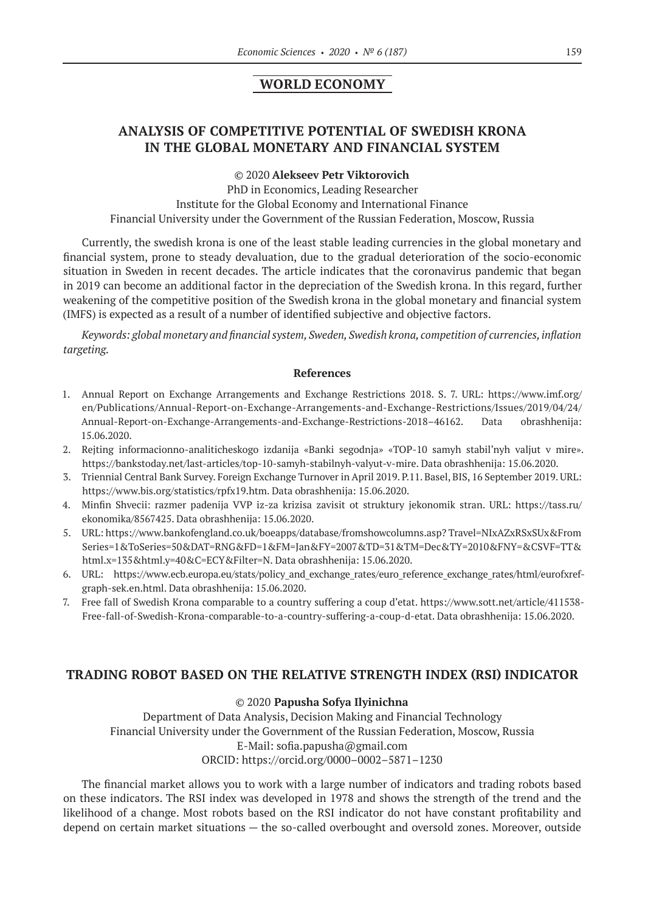## WORLD ECONOMY

## ANALYSIS OF COMPETITIVE POTENTIAL OF SWEDISH KRONA IN THE GLOBAL MONETARY AND FINANCIAL SYSTEM

© 2020 **Alekseev Petr Viktorovich**

PhD in Economics, Leading Researcher
Institute for the Global Economy and International Finance
Financial University under the Government of the Russian Federation, Moscow, Russia

Currently, the swedish krona is one of the least stable leading currencies in the global monetary and financial system, prone to steady devaluation, due to the gradual deterioration of the socio-economic situation in Sweden in recent decades. The article indicates that the coronavirus pandemic that began in 2019 can become an additional factor in the depreciation of the Swedish krona. In this regard, further weakening of the competitive position of the Swedish krona in the global monetary and financial system (IMFS) is expected as a result of a number of identified subjective and objective factors.

*Keywords: global monetary and financial system, Sweden, Swedish krona, competition of currencies, inflation targeting.*

**References**

1. Annual Report on Exchange Arrangements and Exchange Restrictions 2018. S. 7. URL: https://www.imf.org/en/Publications/Annual-Report-on-Exchange-Arrangements-and-Exchange-Restrictions/Issues/2019/04/24/Annual-Report-on-Exchange-Arrangements-and-Exchange-Restrictions-2018–46162. Data obrashhenija: 15.06.2020.
2. Rejting informacionno-analiticheskogo izdanija «Banki segodnja» «TOP-10 samyh stabil'nyh valjut v mire». https://bankstoday.net/last-articles/top-10-samyh-stabilnyh-valyut-v-mire. Data obrashhenija: 15.06.2020.
3. Triennial Central Bank Survey. Foreign Exchange Turnover in April 2019. P.11. Basel, BIS, 16 September 2019. URL: https://www.bis.org/statistics/rpfx19.htm. Data obrashhenija: 15.06.2020.
4. Minfin Shvecii: razmer padenija VVP iz-za krizisa zavisit ot struktury jekonomik stran. URL: https://tass.ru/ekonomika/8567425. Data obrashhenija: 15.06.2020.
5. URL: https://www.bankofengland.co.uk/boeapps/database/fromshowcolumns.asp? Travel=NIxAZxRSxSUx&FromSeries=1&ToSeries=50&DAT=RNG&FD=1&FM=Jan&FY=2007&TD=31&TM=Dec&TY=2010&FNY=&CSVF=TT&html.x=135&html.y=40&C=ECY&Filter=N. Data obrashhenija: 15.06.2020.
6. URL: https://www.ecb.europa.eu/stats/policy_and_exchange_rates/euro_reference_exchange_rates/html/eurofxref-graph-sek.en.html. Data obrashhenija: 15.06.2020.
7. Free fall of Swedish Krona comparable to a country suffering a coup d'etat. https://www.sott.net/article/411538-Free-fall-of-Swedish-Krona-comparable-to-a-country-suffering-a-coup-d-etat. Data obrashhenija: 15.06.2020.

## TRADING ROBOT BASED ON THE RELATIVE STRENGTH INDEX (RSI) INDICATOR

© 2020 **Papusha Sofya Ilyinichna**

Department of Data Analysis, Decision Making and Financial Technology
Financial University under the Government of the Russian Federation, Moscow, Russia
E-Mail: sofia.papusha@gmail.com
ORCID: https://orcid.org/0000–0002–5871–1230

The financial market allows you to work with a large number of indicators and trading robots based on these indicators. The RSI index was developed in 1978 and shows the strength of the trend and the likelihood of a change. Most robots based on the RSI indicator do not have constant profitability and depend on certain market situations — the so-called overbought and oversold zones. Moreover, outside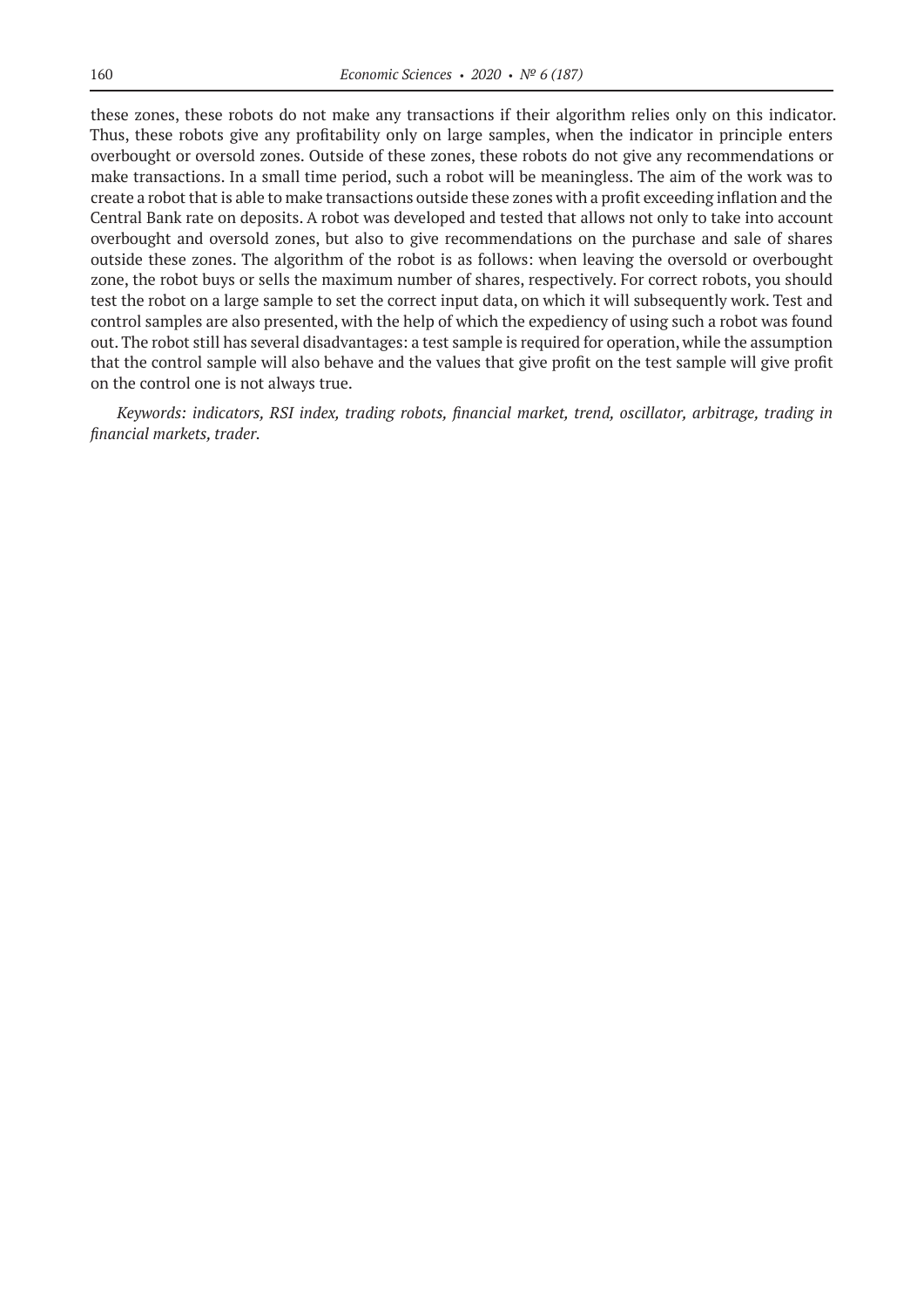these zones, these robots do not make any transactions if their algorithm relies only on this indicator. Thus, these robots give any profitability only on large samples, when the indicator in principle enters overbought or oversold zones. Outside of these zones, these robots do not give any recommendations or make transactions. In a small time period, such a robot will be meaningless. The aim of the work was to create a robot that is able to make transactions outside these zones with a profit exceeding inflation and the Central Bank rate on deposits. A robot was developed and tested that allows not only to take into account overbought and oversold zones, but also to give recommendations on the purchase and sale of shares outside these zones. The algorithm of the robot is as follows: when leaving the oversold or overbought zone, the robot buys or sells the maximum number of shares, respectively. For correct robots, you should test the robot on a large sample to set the correct input data, on which it will subsequently work. Test and control samples are also presented, with the help of which the expediency of using such a robot was found out. The robot still has several disadvantages: a test sample is required for operation, while the assumption that the control sample will also behave and the values that give profit on the test sample will give profit on the control one is not always true.

*Keywords: indicators, RSI index, trading robots, financial market, trend, oscillator, arbitrage, trading in financial markets, trader.*